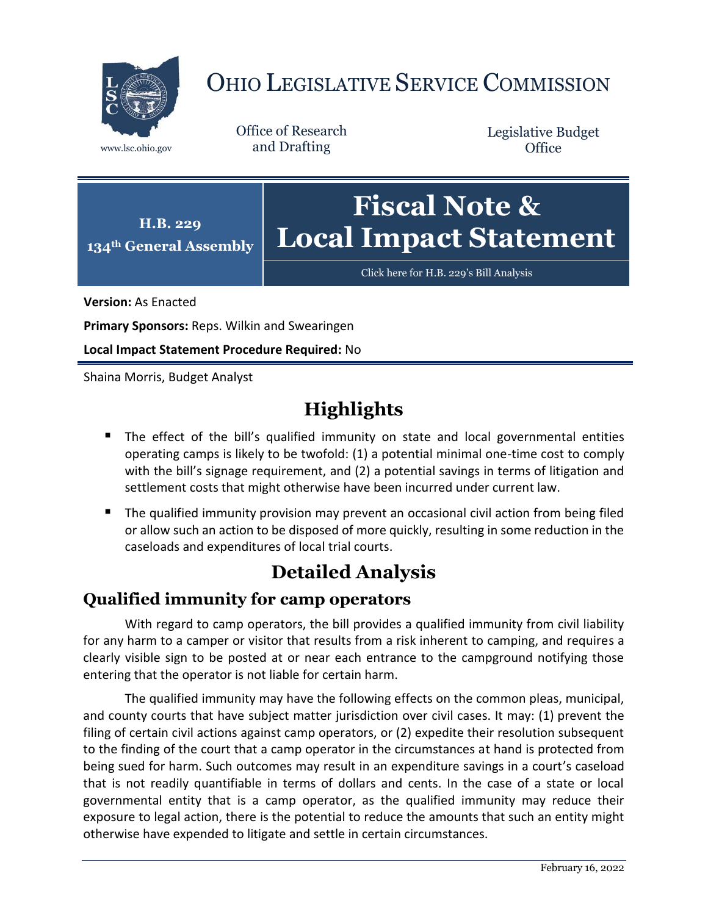# OHIO LEGISLATIVE SERVICE COMMISSION

www.lsc.ohio.gov

Office of Research and Drafting

Legislative Budget Office

**H.B. 229**
**134th General Assembly**

# Fiscal Note & Local Impact Statement

Click here for H.B. 229's Bill Analysis

**Version:** As Enacted

**Primary Sponsors:** Reps. Wilkin and Swearingen

**Local Impact Statement Procedure Required:** No

Shaina Morris, Budget Analyst

## Highlights

- The effect of the bill's qualified immunity on state and local governmental entities operating camps is likely to be twofold: (1) a potential minimal one-time cost to comply with the bill's signage requirement, and (2) a potential savings in terms of litigation and settlement costs that might otherwise have been incurred under current law.
- The qualified immunity provision may prevent an occasional civil action from being filed or allow such an action to be disposed of more quickly, resulting in some reduction in the caseloads and expenditures of local trial courts.

## Detailed Analysis

### Qualified immunity for camp operators

With regard to camp operators, the bill provides a qualified immunity from civil liability for any harm to a camper or visitor that results from a risk inherent to camping, and requires a clearly visible sign to be posted at or near each entrance to the campground notifying those entering that the operator is not liable for certain harm.

The qualified immunity may have the following effects on the common pleas, municipal, and county courts that have subject matter jurisdiction over civil cases. It may: (1) prevent the filing of certain civil actions against camp operators, or (2) expedite their resolution subsequent to the finding of the court that a camp operator in the circumstances at hand is protected from being sued for harm. Such outcomes may result in an expenditure savings in a court's caseload that is not readily quantifiable in terms of dollars and cents. In the case of a state or local governmental entity that is a camp operator, as the qualified immunity may reduce their exposure to legal action, there is the potential to reduce the amounts that such an entity might otherwise have expended to litigate and settle in certain circumstances.

February 16, 2022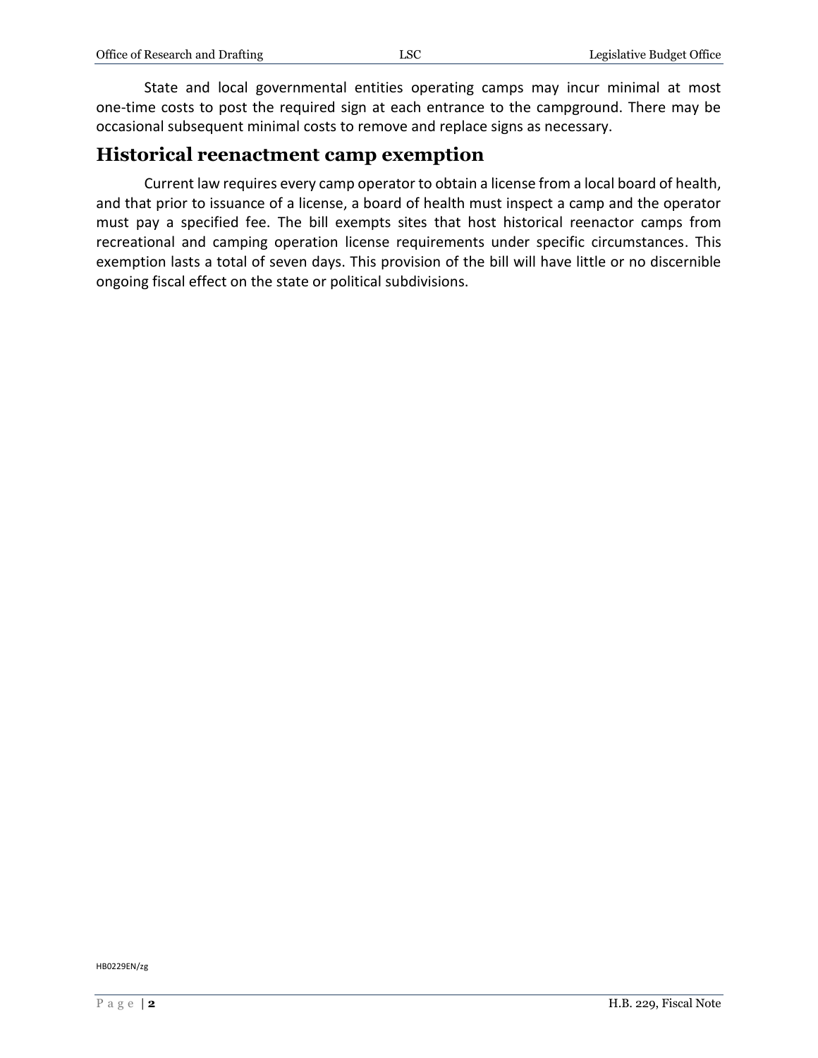State and local governmental entities operating camps may incur minimal at most one-time costs to post the required sign at each entrance to the campground. There may be occasional subsequent minimal costs to remove and replace signs as necessary.

## Historical reenactment camp exemption

Current law requires every camp operator to obtain a license from a local board of health, and that prior to issuance of a license, a board of health must inspect a camp and the operator must pay a specified fee. The bill exempts sites that host historical reenactor camps from recreational and camping operation license requirements under specific circumstances. This exemption lasts a total of seven days. This provision of the bill will have little or no discernible ongoing fiscal effect on the state or political subdivisions.

HB0229EN/zg